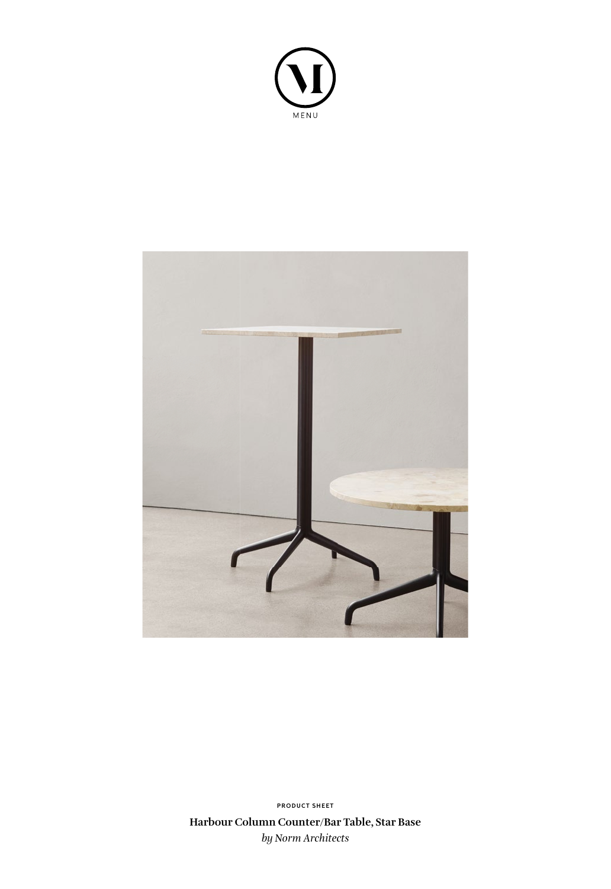MENU

PRODUCT SHEET

**Harbour Column Counter/Bar Table, Star Base**

*by Norm Architects*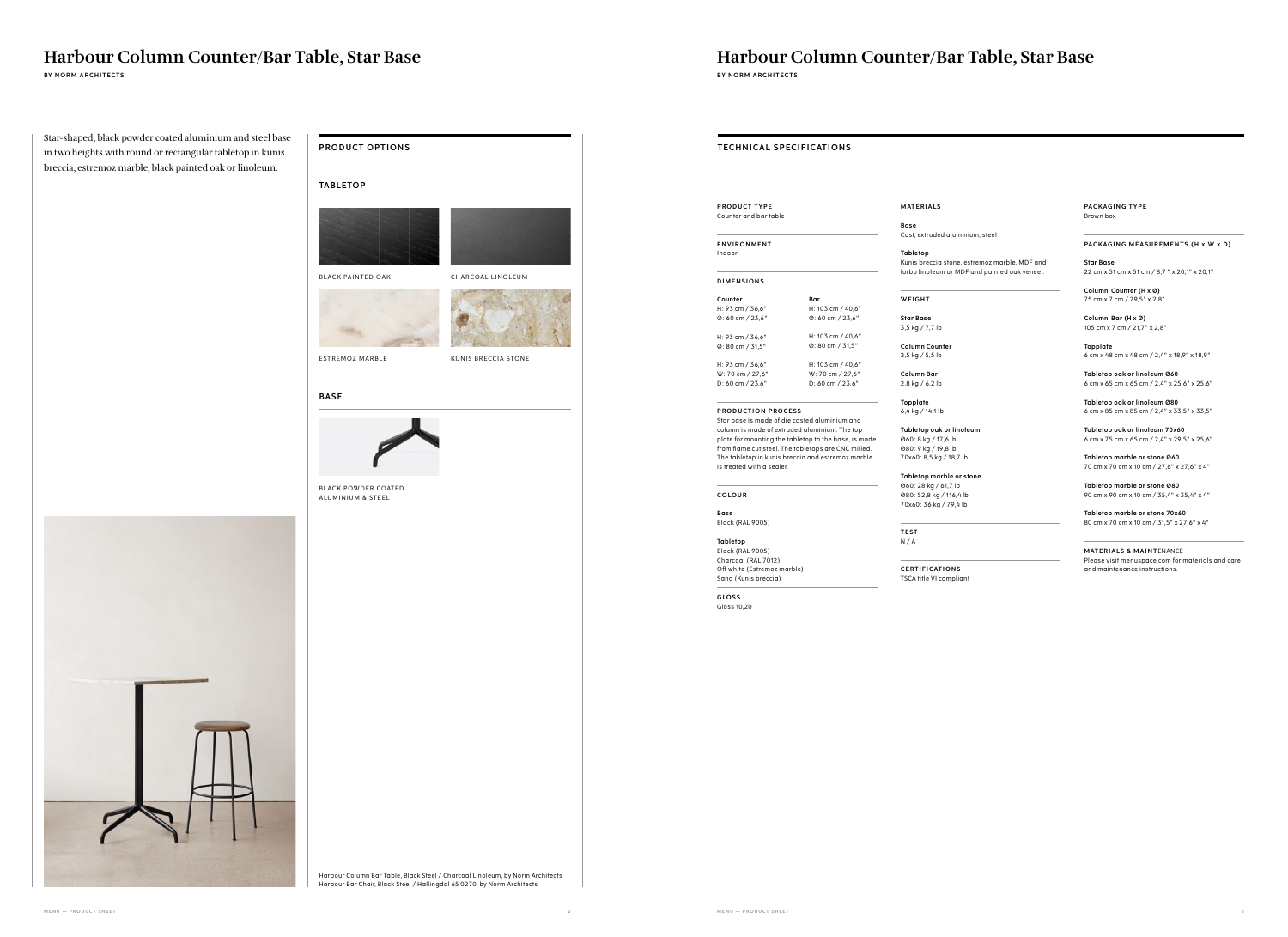# Harbour Column Counter/Bar Table, Star Base

BY NORM ARCHITECTS

Star-shaped, black powder coated aluminium and steel base in two heights with round or rectangular tabletop in kunis breccia, estremoz marble, black painted oak or linoleum.

## PRODUCT OPTIONS

### TABLETOP

BLACK PAINTED OAK

CHARCOAL LINOLEUM

ESTREMOZ MARBLE

KUNIS BRECCIA STONE

### BASE

BLACK POWDER COATED ALUMINIUM & STEEL

Harbour Column Bar Table, Black Steel / Charcoal Linoleum, by Norm Architects
Harbour Bar Chair, Black Steel / Hallingdal 65 0270, by Norm Architects

# Harbour Column Counter/Bar Table, Star Base

BY NORM ARCHITECTS

## TECHNICAL SPECIFICATIONS

**PRODUCT TYPE**
Counter and bar table

**ENVIRONMENT**
Indoor

**DIMENSIONS**

| Counter | Bar |
|---|---|
| H: 93 cm / 36,6" | H: 103 cm / 40,6" |
| Ø: 60 cm / 23,6" | Ø: 60 cm / 23,6" |
| H: 93 cm / 36,6" | H: 103 cm / 40,6" |
| Ø: 80 cm / 31,5" | Ø: 80 cm / 31,5" |
| H: 93 cm / 36,6" | H: 103 cm / 40,6" |
| W: 70 cm / 27,6" | W: 70 cm / 27,6" |
| D: 60 cm / 23,6" | D: 60 cm / 23,6" |

**PRODUCTION PROCESS**
Star base is made of die casted aluminium and column is made of extruded aluminium. The top plate for mounting the tabletop to the base, is made from flame cut steel. The tabletops are CNC milled. The tabletop in kunis breccia and estremoz marble is treated with a sealer.

**COLOUR**

**Base**
Black (RAL 9005)

**Tabletop**
Black (RAL 9005)
Charcoal (RAL 7012)
Off white (Estremoz marble)
Sand (Kunis breccia)

**GLOSS**
Gloss 10,20

**MATERIALS**

**Base**
Cast, extruded aluminium, steel

**Tabletop**
Kunis breccia stone, estremoz marble, MDF and forbo linoleum or MDF and painted oak veneer.

**WEIGHT**

**Star Base**
3,5 kg / 7,7 lb

**Column Counter**
2,5 kg / 5,5 lb

**Column Bar**
2,8 kg / 6,2 lb

**Topplate**
6,4 kg / 14,1 lb

**Tabletop oak or linoleum**
Ø60: 8 kg / 17,6 lb
Ø80: 9 kg / 19,8 lb
70x60: 8,5 kg / 18,7 lb

**Tabletop marble or stone**
Ø60: 28 kg / 61,7 lb
Ø80: 52,8 kg / 116,4 lb
70x60: 36 kg / 79,4 lb

**TEST**
N / A

**CERTIFICATIONS**
TSCA title VI compliant

**PACKAGING TYPE**
Brown box

**PACKAGING MEASUREMENTS (H x W x D)**

**Star Base**
22 cm x 51 cm x 51 cm / 8,7 " x 20,1" x 20,1"

**Column Counter (H x Ø)**
75 cm x 7 cm / 29,5" x 2,8"

**Column Bar (H x Ø)**
105 cm x 7 cm / 21,7" x 2,8"

**Topplate**
6 cm x 48 cm x 48 cm / 2,4" x 18,9" x 18,9"

**Tabletop oak or linoleum Ø60**
6 cm x 65 cm x 65 cm / 2,4" x 25,6" x 25,6"

**Tabletop oak or linoleum Ø80**
6 cm x 85 cm x 85 cm / 2,4" x 33,5" x 33,5"

**Tabletop oak or linoleum 70x60**
6 cm x 75 cm x 65 cm / 2,4" x 29,5" x 25,6"

**Tabletop marble or stone Ø60**
70 cm x 70 cm x 10 cm / 27,6" x 27,6" x 4"

**Tabletop marble or stone Ø80**
90 cm x 90 cm x 10 cm / 35,4" x 35,4" x 4"

**Tabletop marble or stone 70x60**
80 cm x 70 cm x 10 cm / 31,5" x 27,6" x 4"

**MATERIALS & MAINTENANCE**
Please visit menuspace.com for materials and care and maintenance instructions.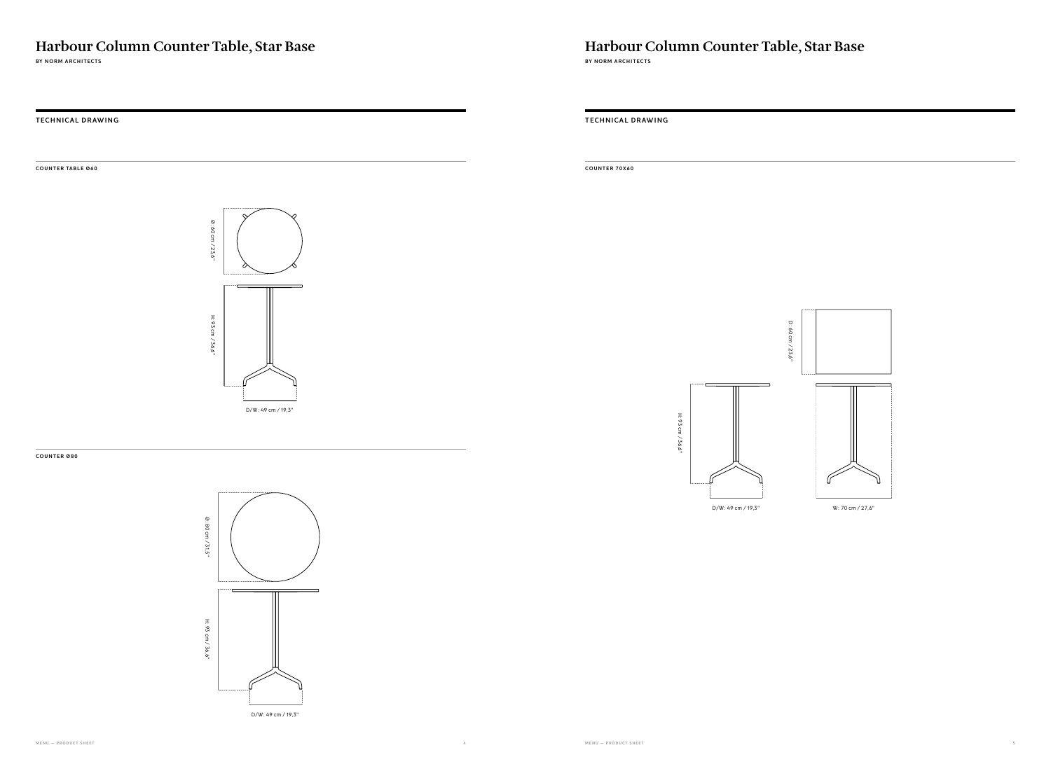# Harbour Column Counter Table, Star Base

BY NORM ARCHITECTS

## TECHNICAL DRAWING

### COUNTER TABLE Ø60

Ø: 60 cm / 23,6"

H: 93 cm / 36,6"

D/W: 49 cm / 19,3"

### COUNTER Ø80

Ø: 80 cm / 31,5"

H: 93 cm / 36,6"

D/W: 49 cm / 19,3"

# Harbour Column Counter Table, Star Base

BY NORM ARCHITECTS

## TECHNICAL DRAWING

### COUNTER 70X60

D: 60 cm / 23,6"

H: 93 cm / 36,6"

D/W: 49 cm / 19,3"

W: 70 cm / 27,6"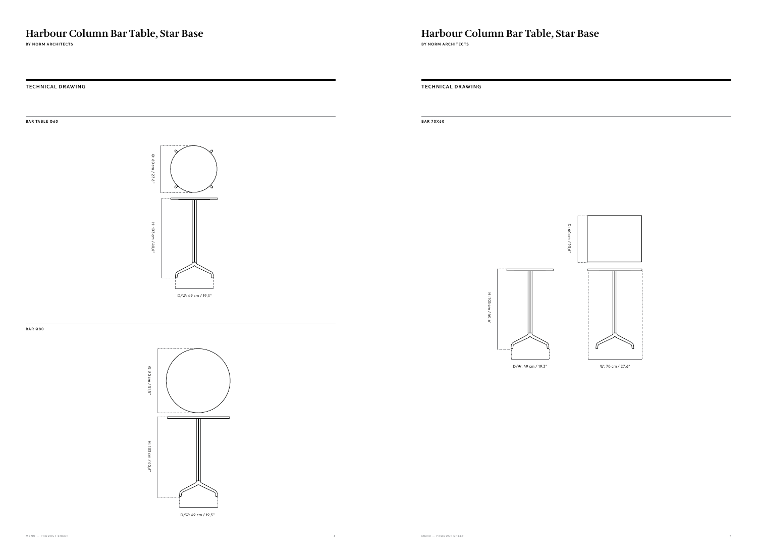# Harbour Column Bar Table, Star Base

BY NORM ARCHITECTS

## TECHNICAL DRAWING

### BAR TABLE Ø60

Ø 60 cm / 23,6"

H: 103 cm / 40,6"

D/W: 49 cm / 19,3"

### BAR Ø80

Ø 80 cm / 31,5"

H: 103 cm / 40,6"

D/W: 49 cm / 19,3"

# Harbour Column Bar Table, Star Base

BY NORM ARCHITECTS

## TECHNICAL DRAWING

### BAR 70X60

D: 60 cm / 23,6"

H: 103 cm / 40,6"

D/W: 49 cm / 19,3"

W: 70 cm / 27,6"